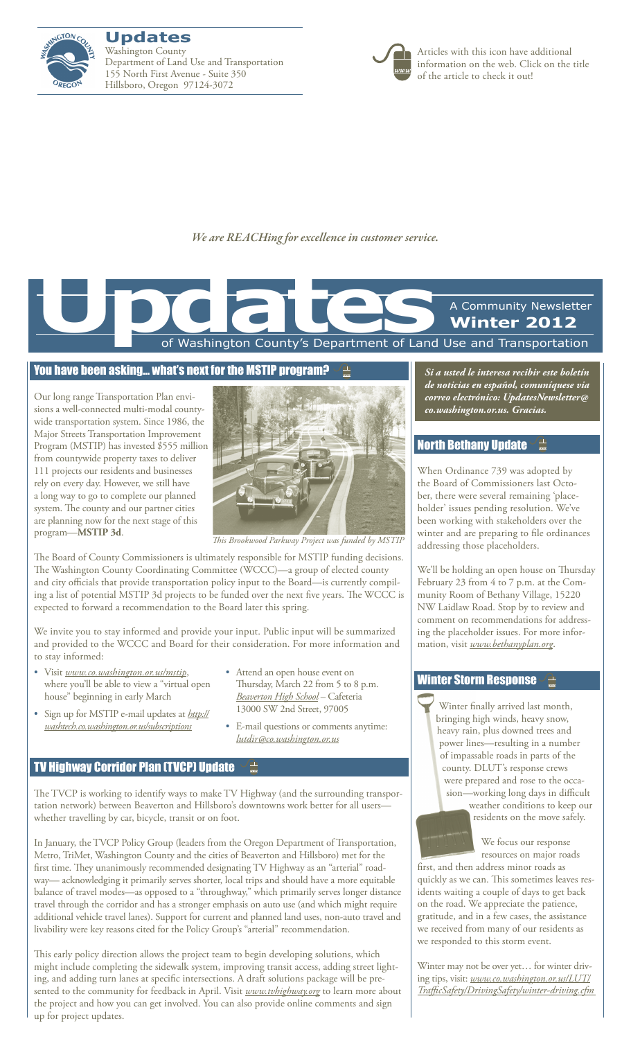# Updates

Washington County
Department of Land Use and Transportation
155 North First Avenue - Suite 350
Hillsboro, Oregon 97124-3072

Articles with this icon have additional information on the web. Click on the title of the article to check it out!

*We are REACHing for excellence in customer service.*

# Updates

A Community Newsletter
**Winter 2012**
of Washington County's Department of Land Use and Transportation

## You have been asking... what's next for the MSTIP program?

Our long range Transportation Plan envisions a well-connected multi-modal countywide transportation system. Since 1986, the Major Streets Transportation Improvement Program (MSTIP) has invested $555 million from countywide property taxes to deliver 111 projects our residents and businesses rely on every day. However, we still have a long way to go to complete our planned system. The county and our partner cities are planning now for the next stage of this program—**MSTIP 3d**.

*This Brookwood Parkway Project was funded by MSTIP*

The Board of County Commissioners is ultimately responsible for MSTIP funding decisions. The Washington County Coordinating Committee (WCCC)—a group of elected county and city officials that provide transportation policy input to the Board—is currently compiling a list of potential MSTIP 3d projects to be funded over the next five years. The WCCC is expected to forward a recommendation to the Board later this spring.

We invite you to stay informed and provide your input. Public input will be summarized and provided to the WCCC and Board for their consideration. For more information and to stay informed:

- Visit *www.co.washington.or.us/mstip*, where you'll be able to view a "virtual open house" beginning in early March
- Sign up for MSTIP e-mail updates at *http://washtech.co.washington.or.us/subscriptions*
- Attend an open house event on Thursday, March 22 from 5 to 8 p.m. *Beaverton High School* – Cafeteria 13000 SW 2nd Street, 97005
- E-mail questions or comments anytime: *lutdir@co.washington.or.us*

## TV Highway Corridor Plan (TVCP) Update

The TVCP is working to identify ways to make TV Highway (and the surrounding transportation network) between Beaverton and Hillsboro's downtowns work better for all users—whether travelling by car, bicycle, transit or on foot.

In January, the TVCP Policy Group (leaders from the Oregon Department of Transportation, Metro, TriMet, Washington County and the cities of Beaverton and Hillsboro) met for the first time. They unanimously recommended designating TV Highway as an "arterial" roadway— acknowledging it primarily serves shorter, local trips and should have a more equitable balance of travel modes—as opposed to a "throughway," which primarily serves longer distance travel through the corridor and has a stronger emphasis on auto use (and which might require additional vehicle travel lanes). Support for current and planned land uses, non-auto travel and livability were key reasons cited for the Policy Group's "arterial" recommendation.

This early policy direction allows the project team to begin developing solutions, which might include completing the sidewalk system, improving transit access, adding street lighting, and adding turn lanes at specific intersections. A draft solutions package will be presented to the community for feedback in April. Visit *www.tvhighway.org* to learn more about the project and how you can get involved. You can also provide online comments and sign up for project updates.

***Si a usted le interesa recibir este boletín de noticias en español, comuníquese via correo electrónico: UpdatesNewsletter@co.washington.or.us. Gracias.***

## North Bethany Update

When Ordinance 739 was adopted by the Board of Commissioners last October, there were several remaining 'placeholder' issues pending resolution. We've been working with stakeholders over the winter and are preparing to file ordinances addressing those placeholders.

We'll be holding an open house on Thursday February 23 from 4 to 7 p.m. at the Community Room of Bethany Village, 15220 NW Laidlaw Road. Stop by to review and comment on recommendations for addressing the placeholder issues. For more information, visit *www.bethanyplan.org*.

## Winter Storm Response

Winter finally arrived last month, bringing high winds, heavy snow, heavy rain, plus downed trees and power lines—resulting in a number of impassable roads in parts of the county. DLUT's response crews were prepared and rose to the occasion—working long days in difficult weather conditions to keep our residents on the move safely.

We focus our response resources on major roads first, and then address minor roads as quickly as we can. This sometimes leaves residents waiting a couple of days to get back on the road. We appreciate the patience, gratitude, and in a few cases, the assistance we received from many of our residents as we responded to this storm event.

Winter may not be over yet… for winter driving tips, visit: *www.co.washington.or.us/LUT/TrafficSafety/DrivingSafety/winter-driving.cfm*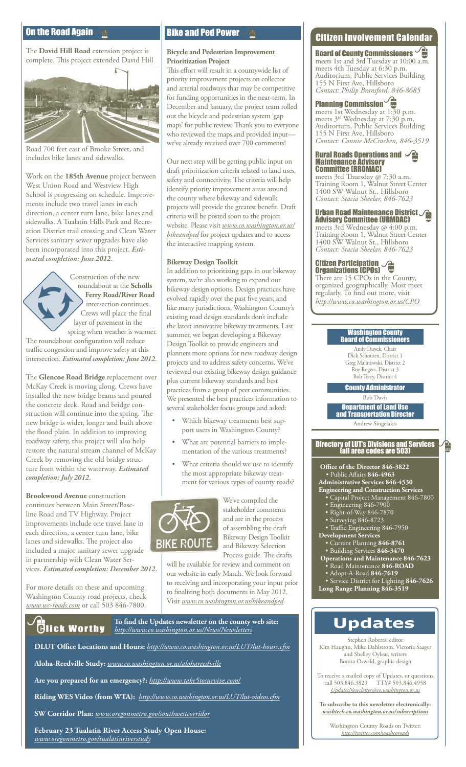## On the Road Again

The **David Hill Road** extension project is complete. This project extended David Hill Road 700 feet east of Brooke Street, and includes bike lanes and sidewalks.

Work on the **185th Avenue** project between West Union Road and Westview High School is progressing on schedule. Improvements include two travel lanes in each direction, a center turn lane, bike lanes and sidewalks. A Tualatin Hills Park and Recreation District trail crossing and Clean Water Services sanitary sewer upgrades have also been incorporated into this project. ***Estimated completion: June 2012.***

Construction of the new roundabout at the **Scholls Ferry Road/River Road** intersection continues. Crews will place the final layer of pavement in the spring when weather is warmer. The roundabout configuration will reduce traffic congestion and improve safety at this intersection. ***Estimated completion: June 2012.***

The **Glencoe Road Bridge** replacement over McKay Creek is moving along. Crews have installed the new bridge beams and poured the concrete deck. Road and bridge construction will continue into the spring. The new bridge is wider, longer and built above the flood plain. In addition to improving roadway safety, this project will also help restore the natural stream channel of McKay Creek by removing the old bridge structure from within the waterway. ***Estimated completion: July 2012.***

**Brookwood Avenue** construction continues between Main Street/Baseline Road and TV Highway. Project improvements include one travel lane in each direction, a center turn lane, bike lanes and sidewalks. The project also included a major sanitary sewer upgrade in partnership with Clean Water Services. ***Estimated completion: December 2012.***

For more details on these and upcoming Washington County road projects, check *www.wc-roads.com* or call 503 846-7800.

## Bike and Ped Power

**Bicycle and Pedestrian Improvement Prioritization Project**

This effort will result in a countywide list of priority improvement projects on collector and arterial roadways that may be competitive for funding opportunities in the near-term. In December and January, the project team rolled out the bicycle and pedestrian system 'gap maps' for public review. Thank you to everyone who reviewed the maps and provided input—we've already received over 700 comments!

Our next step will be getting public input on draft prioritization criteria related to land uses, safety and connectivity. The criteria will help identify priority improvement areas around the county where bikeway and sidewalk projects will provide the greatest benefit. Draft criteria will be posted soon to the project website. Please visit *www.co.washington.or.us/bikeandped* for project updates and to access the interactive mapping system.

**Bikeway Design Toolkit**

In addition to prioritizing gaps in our bikeway system, we're also working to expand our bikeway design options. Design practices have evolved rapidly over the past five years, and like many jurisdictions, Washington County's existing road design standards don't include the latest innovative bikeway treatments. Last summer, we began developing a Bikeway Design Toolkit to provide engineers and planners more options for new roadway design projects and to address safety concerns. We've reviewed our existing bikeway design guidance plus current bikeway standards and best practices from a group of peer communities. We presented the best practices information to several stakeholder focus groups and asked:

- Which bikeway treatments best support users in Washington County?
- What are potential barriers to implementation of the various treatments?
- What criteria should we use to identify the most appropriate bikeway treatment for various types of county roads?

We've compiled the stakeholder comments and are in the process of assembling the draft Bikeway Design Toolkit and Bikeway Selection Process guide. The drafts will be available for review and comment on our website in early March. We look forward to receiving and incorporating your input prior to finalizing both documents in May 2012. Visit *www.co.washington.or.us/bikeandped*

## Citizen Involvement Calendar

**Board of County Commissioners**
meets 1st and 3rd Tuesday at 10:00 a.m.
meets 4th Tuesday at 6:30 p.m.
Auditorium, Public Services Building
155 N First Ave, Hillsboro
*Contact: Philip Bransford, 846-8685*

**Planning Commission**
meets 1st Wednesday at 1:30 p.m.
meets 3rd Wednesday at 7:30 p.m.
Auditorium, Public Services Building
155 N First Ave, Hillsboro
*Contact: Connie McCracken, 846-3519*

**Rural Roads Operations and Maintenance Advisory Committee (RROMAC)**
meets 3rd Thursday @ 7:30 a.m.
Training Room 1, Walnut Street Center
1400 SW Walnut St., Hillsboro
*Contact: Stacia Sheelar, 846-7623*

**Urban Road Maintenance District Advisory Committee (URMDAC)**
meets 3rd Wednesday @ 4:00 p.m.
Training Room 1, Walnut Street Center
1400 SW Walnut St., Hillsboro
*Contact: Stacia Sheelar, 846-7623*

**Citizen Participation Organizations (CPOs)**
There are 15 CPOs in the County, organized geographically. Most meet regularly. To find out more, visit *http://www.co.washington.or.us/CPO*

**Washington County Board of Commissioners**
Andy Duyck, Chair
Dick Schouten, District 1
Greg Malinowski, District 2
Roy Rogers, District 3
Bob Terry, District 4

**County Administrator**
Bob Davis

**Department of Land Use and Transportation Director**
Andrew Singelakis

**Directory of LUT's Divisions and Services (all area codes are 503)**

**Office of the Director 846-3822**
- Public Affairs **846-4963**

**Administrative Services 846-4530**

**Engineering and Construction Services**
- Capital Project Management 846-7800
- Engineering 846-7900
- Right-of-Way 846-7870
- Surveying 846-8723
- Traffic Engineering 846-7950

**Development Services**
- Current Planning **846-8761**
- Building Services **846-3470**

**Operations and Maintenance 846-7623**
- Road Maintenance **846-ROAD**
- Adopt-A-Road **846-7619**
- Service District for Lighting **846-7626**

**Long Range Planning 846-3519**

## Click Worthy

**To find the Updates newsletter on the county web site:** *http://www.co.washington.or.us/News/Newsletters*

**DLUT Office Locations and Hours:** *http://www.co.washington.or.us/LUT/lut-hours.cfm*

**Aloha-Reedville Study:** *www.co.washington.or.us/alohareedville*

**Are you prepared for an emergency?:** *http://www.take5tosurvive.com/*

**Riding WES Video (from WTA):** *http://www.co.washington.or.us/LUT/lut-videos.cfm*

**SW Corridor Plan:** *www.oregonmetro.gov/southwestcorridor*

**February 23 Tualatin River Access Study Open House:** *www.oregonmetro.gov/tualatinriverstudy*

## Updates

Stephen Roberts, editor
Kim Haughn, Mike Dahlstrom, Victoria Saager and Shelley Oylear, writers
Bonita Oswald, graphic design

To receive a mailed copy of Updates, or questions, call 503.846.3823 TTY# 503.846.4958
*UpdatesNewsletter@co.washington.or.us*

**To subscribe to this newsletter electronically:** ***washtech.co.washington.or.us/subscriptions***

Washington County Roads on Twitter: *http://twitter.com/washcoroads*